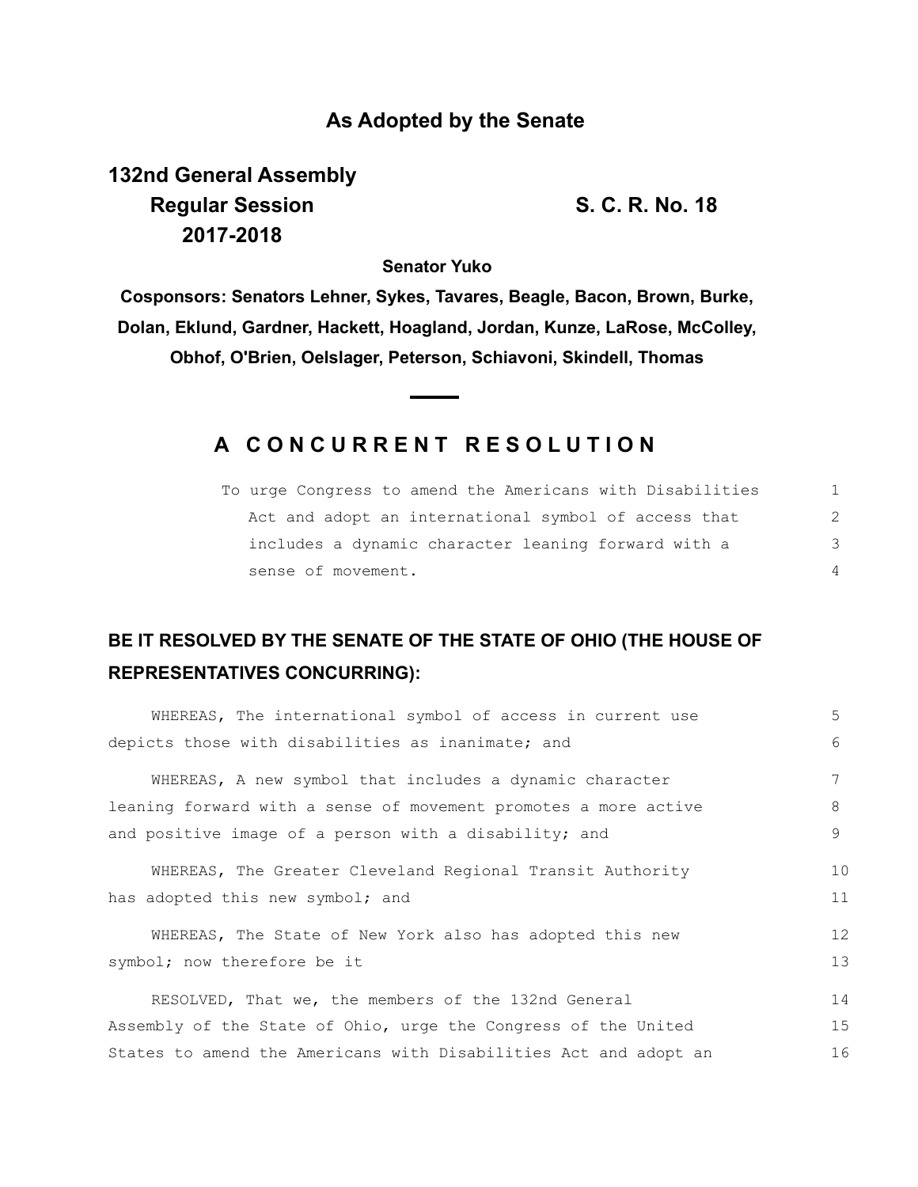## As Adopted by the Senate

**132nd General Assembly**
**Regular Session**
**2017-2018**

**S. C. R. No. 18**

**Senator Yuko**

**Cosponsors: Senators Lehner, Sykes, Tavares, Beagle, Bacon, Brown, Burke, Dolan, Eklund, Gardner, Hackett, Hoagland, Jordan, Kunze, LaRose, McColley, Obhof, O'Brien, Oelslager, Peterson, Schiavoni, Skindell, Thomas**

# A CONCURRENT RESOLUTION

To urge Congress to amend the Americans with Disabilities Act and adopt an international symbol of access that includes a dynamic character leaning forward with a sense of movement.

**BE IT RESOLVED BY THE SENATE OF THE STATE OF OHIO (THE HOUSE OF REPRESENTATIVES CONCURRING):**

WHEREAS, The international symbol of access in current use depicts those with disabilities as inanimate; and

WHEREAS, A new symbol that includes a dynamic character leaning forward with a sense of movement promotes a more active and positive image of a person with a disability; and

WHEREAS, The Greater Cleveland Regional Transit Authority has adopted this new symbol; and

WHEREAS, The State of New York also has adopted this new symbol; now therefore be it

RESOLVED, That we, the members of the 132nd General Assembly of the State of Ohio, urge the Congress of the United States to amend the Americans with Disabilities Act and adopt an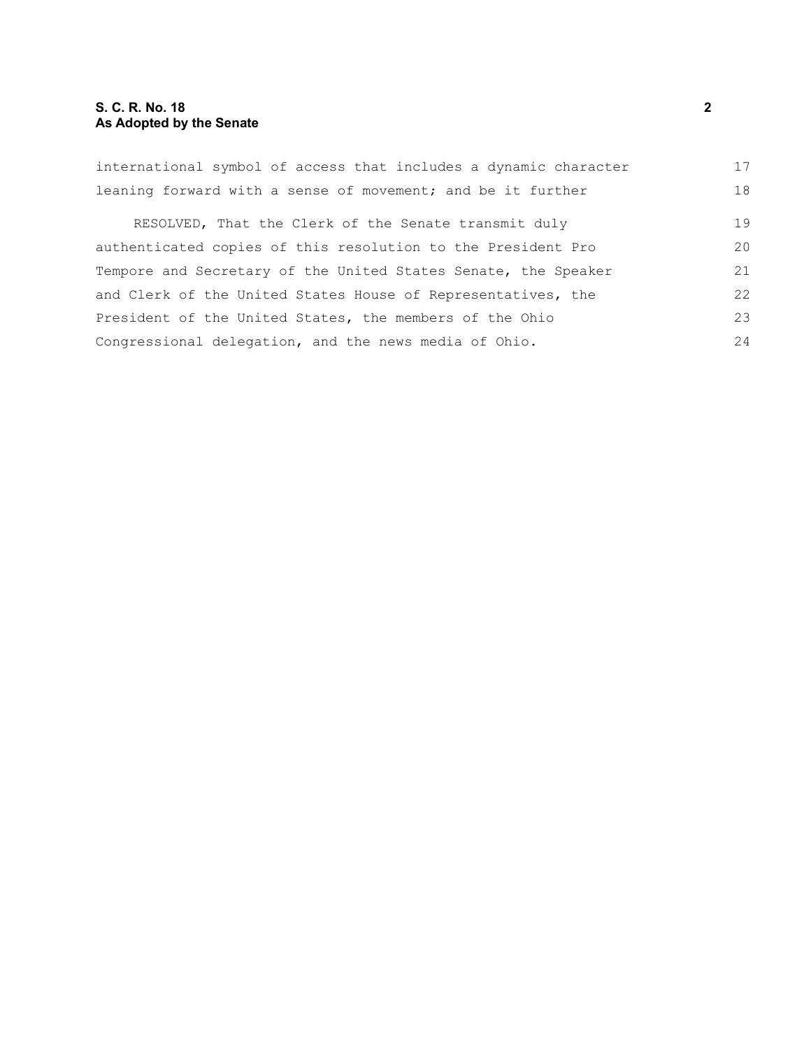international symbol of access that includes a dynamic character leaning forward with a sense of movement; and be it further

RESOLVED, That the Clerk of the Senate transmit duly authenticated copies of this resolution to the President Pro Tempore and Secretary of the United States Senate, the Speaker and Clerk of the United States House of Representatives, the President of the United States, the members of the Ohio Congressional delegation, and the news media of Ohio.